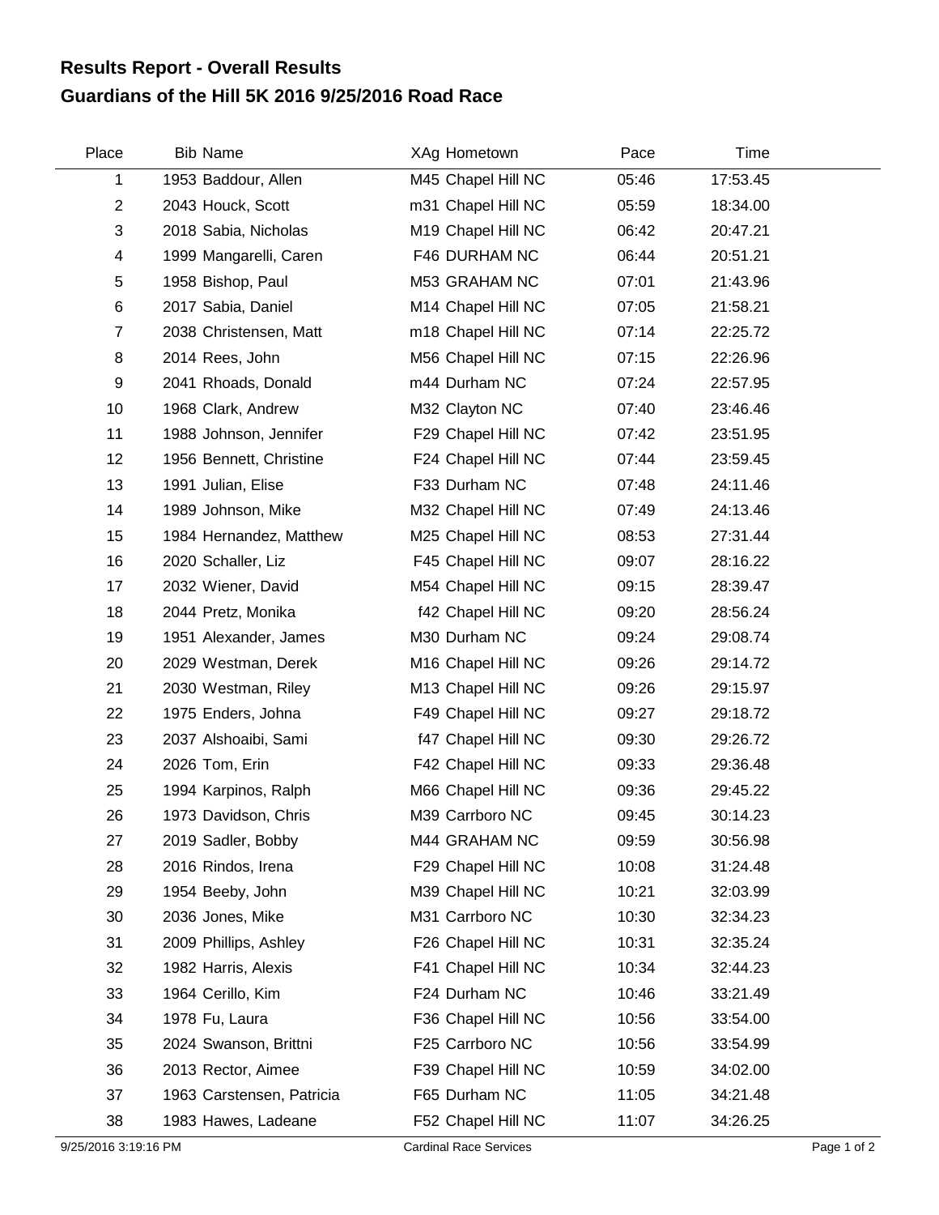# Results Report - Overall Results
## Guardians of the Hill 5K 2016 9/25/2016 Road Race

| Place | Bib | Name | XAg | Hometown | Pace | Time |
|---|---|---|---|---|---|---|
| 1 | 1953 | Baddour, Allen | M45 | Chapel Hill NC | 05:46 | 17:53.45 |
| 2 | 2043 | Houck, Scott | m31 | Chapel Hill NC | 05:59 | 18:34.00 |
| 3 | 2018 | Sabia, Nicholas | M19 | Chapel Hill NC | 06:42 | 20:47.21 |
| 4 | 1999 | Mangarelli, Caren | F46 | DURHAM NC | 06:44 | 20:51.21 |
| 5 | 1958 | Bishop, Paul | M53 | GRAHAM NC | 07:01 | 21:43.96 |
| 6 | 2017 | Sabia, Daniel | M14 | Chapel Hill NC | 07:05 | 21:58.21 |
| 7 | 2038 | Christensen, Matt | m18 | Chapel Hill NC | 07:14 | 22:25.72 |
| 8 | 2014 | Rees, John | M56 | Chapel Hill NC | 07:15 | 22:26.96 |
| 9 | 2041 | Rhoads, Donald | m44 | Durham NC | 07:24 | 22:57.95 |
| 10 | 1968 | Clark, Andrew | M32 | Clayton NC | 07:40 | 23:46.46 |
| 11 | 1988 | Johnson, Jennifer | F29 | Chapel Hill NC | 07:42 | 23:51.95 |
| 12 | 1956 | Bennett, Christine | F24 | Chapel Hill NC | 07:44 | 23:59.45 |
| 13 | 1991 | Julian, Elise | F33 | Durham NC | 07:48 | 24:11.46 |
| 14 | 1989 | Johnson, Mike | M32 | Chapel Hill NC | 07:49 | 24:13.46 |
| 15 | 1984 | Hernandez, Matthew | M25 | Chapel Hill NC | 08:53 | 27:31.44 |
| 16 | 2020 | Schaller, Liz | F45 | Chapel Hill NC | 09:07 | 28:16.22 |
| 17 | 2032 | Wiener, David | M54 | Chapel Hill NC | 09:15 | 28:39.47 |
| 18 | 2044 | Pretz, Monika | f42 | Chapel Hill NC | 09:20 | 28:56.24 |
| 19 | 1951 | Alexander, James | M30 | Durham NC | 09:24 | 29:08.74 |
| 20 | 2029 | Westman, Derek | M16 | Chapel Hill NC | 09:26 | 29:14.72 |
| 21 | 2030 | Westman, Riley | M13 | Chapel Hill NC | 09:26 | 29:15.97 |
| 22 | 1975 | Enders, Johna | F49 | Chapel Hill NC | 09:27 | 29:18.72 |
| 23 | 2037 | Alshoaibi, Sami | f47 | Chapel Hill NC | 09:30 | 29:26.72 |
| 24 | 2026 | Tom, Erin | F42 | Chapel Hill NC | 09:33 | 29:36.48 |
| 25 | 1994 | Karpinos, Ralph | M66 | Chapel Hill NC | 09:36 | 29:45.22 |
| 26 | 1973 | Davidson, Chris | M39 | Carrboro NC | 09:45 | 30:14.23 |
| 27 | 2019 | Sadler, Bobby | M44 | GRAHAM NC | 09:59 | 30:56.98 |
| 28 | 2016 | Rindos, Irena | F29 | Chapel Hill NC | 10:08 | 31:24.48 |
| 29 | 1954 | Beeby, John | M39 | Chapel Hill NC | 10:21 | 32:03.99 |
| 30 | 2036 | Jones, Mike | M31 | Carrboro NC | 10:30 | 32:34.23 |
| 31 | 2009 | Phillips, Ashley | F26 | Chapel Hill NC | 10:31 | 32:35.24 |
| 32 | 1982 | Harris, Alexis | F41 | Chapel Hill NC | 10:34 | 32:44.23 |
| 33 | 1964 | Cerillo, Kim | F24 | Durham NC | 10:46 | 33:21.49 |
| 34 | 1978 | Fu, Laura | F36 | Chapel Hill NC | 10:56 | 33:54.00 |
| 35 | 2024 | Swanson, Brittni | F25 | Carrboro NC | 10:56 | 33:54.99 |
| 36 | 2013 | Rector, Aimee | F39 | Chapel Hill NC | 10:59 | 34:02.00 |
| 37 | 1963 | Carstensen, Patricia | F65 | Durham NC | 11:05 | 34:21.48 |
| 38 | 1983 | Hawes, Ladeane | F52 | Chapel Hill NC | 11:07 | 34:26.25 |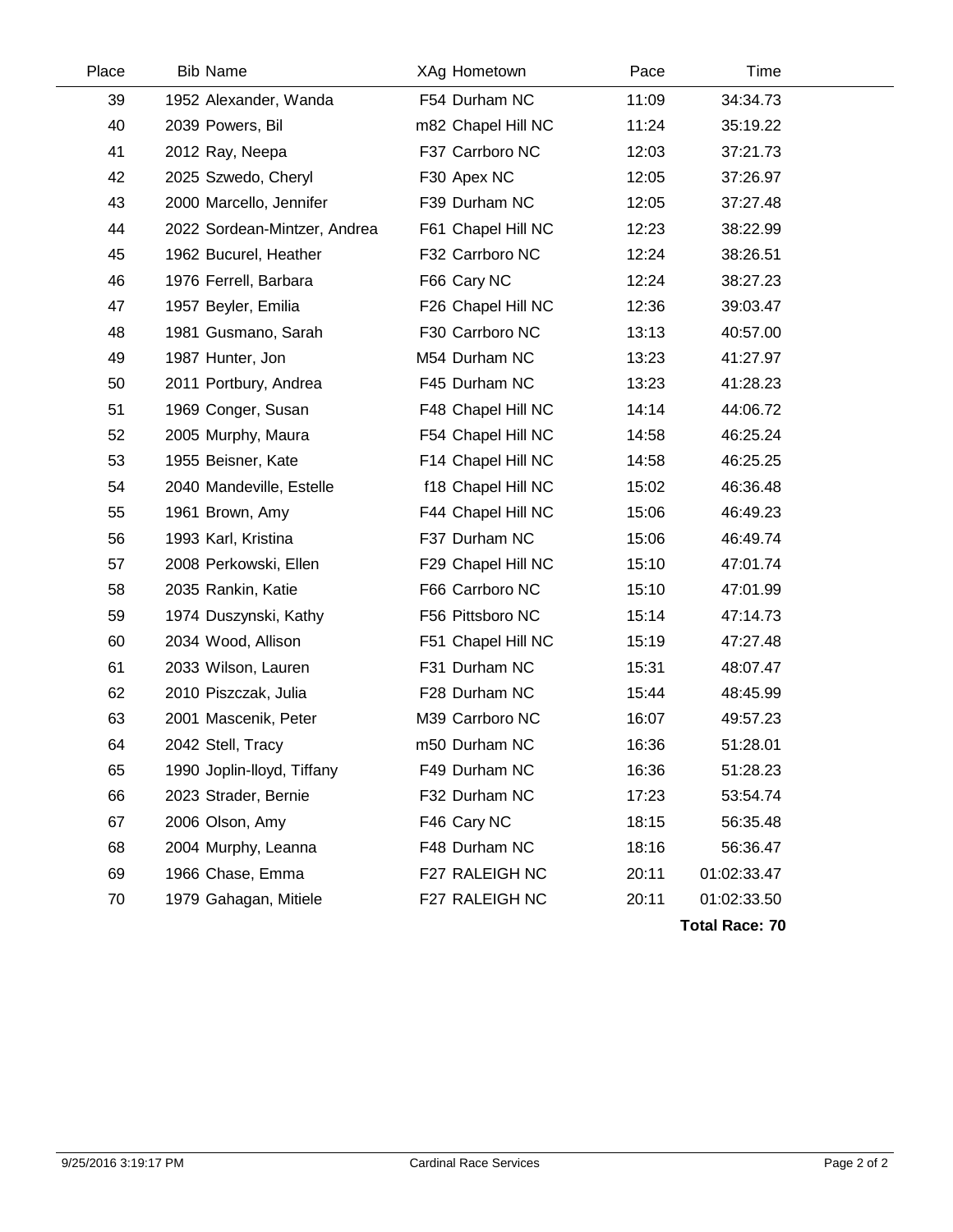| Place | Bib | Name | XAg | Hometown | Pace | Time |
|---|---|---|---|---|---|---|
| 39 | 1952 | Alexander, Wanda | F54 | Durham NC | 11:09 | 34:34.73 |
| 40 | 2039 | Powers, Bil | m82 | Chapel Hill NC | 11:24 | 35:19.22 |
| 41 | 2012 | Ray, Neepa | F37 | Carrboro NC | 12:03 | 37:21.73 |
| 42 | 2025 | Szwedo, Cheryl | F30 | Apex NC | 12:05 | 37:26.97 |
| 43 | 2000 | Marcello, Jennifer | F39 | Durham NC | 12:05 | 37:27.48 |
| 44 | 2022 | Sordean-Mintzer, Andrea | F61 | Chapel Hill NC | 12:23 | 38:22.99 |
| 45 | 1962 | Bucurel, Heather | F32 | Carrboro NC | 12:24 | 38:26.51 |
| 46 | 1976 | Ferrell, Barbara | F66 | Cary NC | 12:24 | 38:27.23 |
| 47 | 1957 | Beyler, Emilia | F26 | Chapel Hill NC | 12:36 | 39:03.47 |
| 48 | 1981 | Gusmano, Sarah | F30 | Carrboro NC | 13:13 | 40:57.00 |
| 49 | 1987 | Hunter, Jon | M54 | Durham NC | 13:23 | 41:27.97 |
| 50 | 2011 | Portbury, Andrea | F45 | Durham NC | 13:23 | 41:28.23 |
| 51 | 1969 | Conger, Susan | F48 | Chapel Hill NC | 14:14 | 44:06.72 |
| 52 | 2005 | Murphy, Maura | F54 | Chapel Hill NC | 14:58 | 46:25.24 |
| 53 | 1955 | Beisner, Kate | F14 | Chapel Hill NC | 14:58 | 46:25.25 |
| 54 | 2040 | Mandeville, Estelle | f18 | Chapel Hill NC | 15:02 | 46:36.48 |
| 55 | 1961 | Brown, Amy | F44 | Chapel Hill NC | 15:06 | 46:49.23 |
| 56 | 1993 | Karl, Kristina | F37 | Durham NC | 15:06 | 46:49.74 |
| 57 | 2008 | Perkowski, Ellen | F29 | Chapel Hill NC | 15:10 | 47:01.74 |
| 58 | 2035 | Rankin, Katie | F66 | Carrboro NC | 15:10 | 47:01.99 |
| 59 | 1974 | Duszynski, Kathy | F56 | Pittsboro NC | 15:14 | 47:14.73 |
| 60 | 2034 | Wood, Allison | F51 | Chapel Hill NC | 15:19 | 47:27.48 |
| 61 | 2033 | Wilson, Lauren | F31 | Durham NC | 15:31 | 48:07.47 |
| 62 | 2010 | Piszczak, Julia | F28 | Durham NC | 15:44 | 48:45.99 |
| 63 | 2001 | Mascenik, Peter | M39 | Carrboro NC | 16:07 | 49:57.23 |
| 64 | 2042 | Stell, Tracy | m50 | Durham NC | 16:36 | 51:28.01 |
| 65 | 1990 | Joplin-lloyd, Tiffany | F49 | Durham NC | 16:36 | 51:28.23 |
| 66 | 2023 | Strader, Bernie | F32 | Durham NC | 17:23 | 53:54.74 |
| 67 | 2006 | Olson, Amy | F46 | Cary NC | 18:15 | 56:35.48 |
| 68 | 2004 | Murphy, Leanna | F48 | Durham NC | 18:16 | 56:36.47 |
| 69 | 1966 | Chase, Emma | F27 | RALEIGH NC | 20:11 | 01:02:33.47 |
| 70 | 1979 | Gahagan, Mitiele | F27 | RALEIGH NC | 20:11 | 01:02:33.50 |

**Total Race: 70**

9/25/2016 3:19:17 PM — Cardinal Race Services